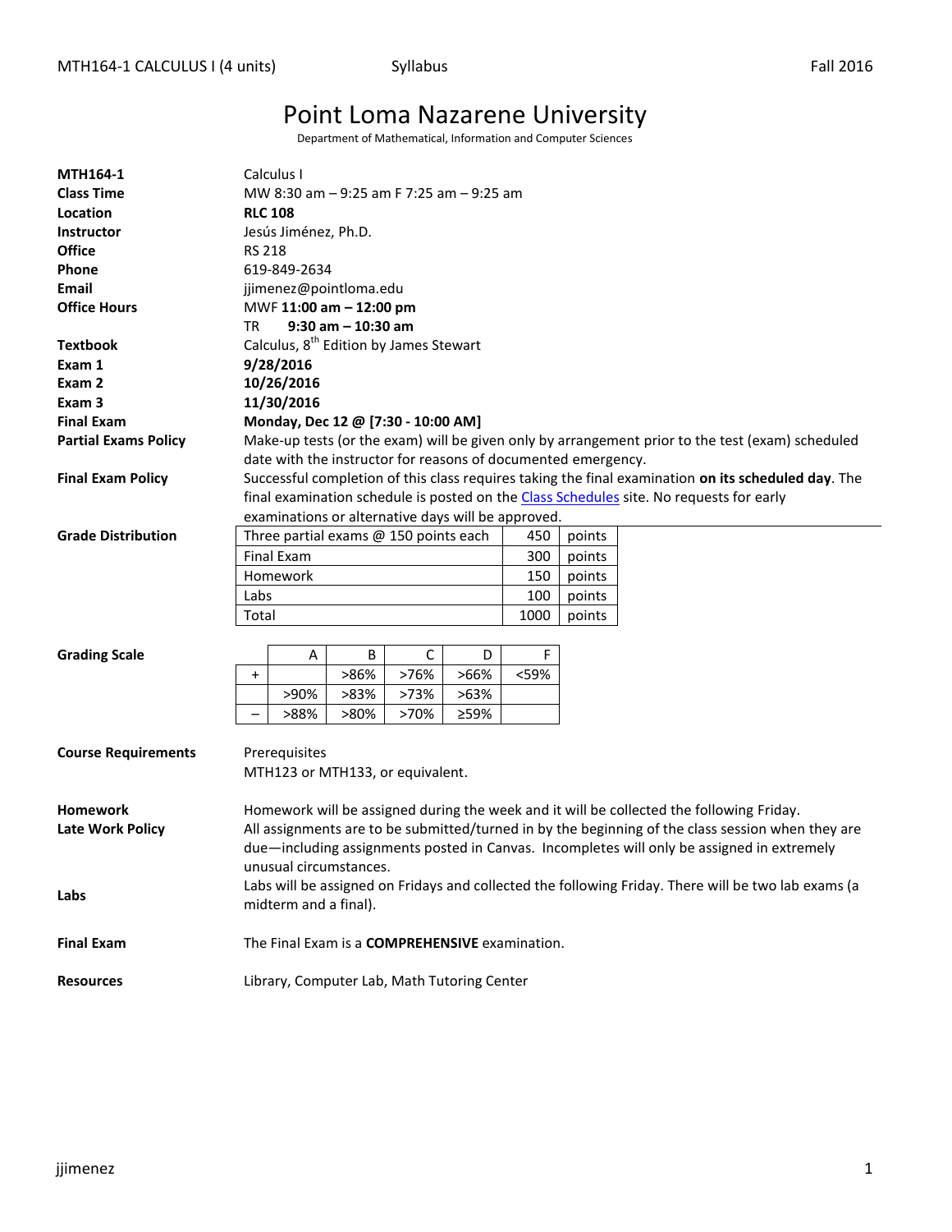MTH164-1 CALCULUS I (4 units) Syllabus Fall 2016

# Point Loma Nazarene University

Department of Mathematical, Information and Computer Sciences

**MTH164-1** Calculus I

**Class Time** MW 8:30 am – 9:25 am F 7:25 am – 9:25 am

**Location** **RLC 108**

**Instructor** Jesús Jiménez, Ph.D.

**Office** RS 218

**Phone** 619-849-2634

**Email** jjimenez@pointloma.edu

**Office Hours** MWF **11:00 am – 12:00 pm**
TR **9:30 am – 10:30 am**

**Textbook** Calculus, 8th Edition by James Stewart

**Exam 1** **9/28/2016**

**Exam 2** **10/26/2016**

**Exam 3** **11/30/2016**

**Final Exam** **Monday, Dec 12 @ [7:30 - 10:00 AM]**

**Partial Exams Policy** Make-up tests (or the exam) will be given only by arrangement prior to the test (exam) scheduled date with the instructor for reasons of documented emergency.

**Final Exam Policy** Successful completion of this class requires taking the final examination **on its scheduled day**. The final examination schedule is posted on the [Class Schedules] site. No requests for early examinations or alternative days will be approved.

**Grade Distribution**

| Item | Points | |
|---|---|---|
| Three partial exams @ 150 points each | 450 | points |
| Final Exam | 300 | points |
| Homework | 150 | points |
| Labs | 100 | points |
| Total | 1000 | points |

**Grading Scale**

| | A | B | C | D | F |
|---|---|---|---|---|---|
| + | | >86% | >76% | >66% | <59% |
| | >90% | >83% | >73% | >63% | |
| – | >88% | >80% | >70% | ≥59% | |

**Course Requirements** Prerequisites
MTH123 or MTH133, or equivalent.

**Homework** Homework will be assigned during the week and it will be collected the following Friday.

**Late Work Policy** All assignments are to be submitted/turned in by the beginning of the class session when they are due—including assignments posted in Canvas. Incompletes will only be assigned in extremely unusual circumstances.

**Labs** Labs will be assigned on Fridays and collected the following Friday. There will be two lab exams (a midterm and a final).

**Final Exam** The Final Exam is a **COMPREHENSIVE** examination.

**Resources** Library, Computer Lab, Math Tutoring Center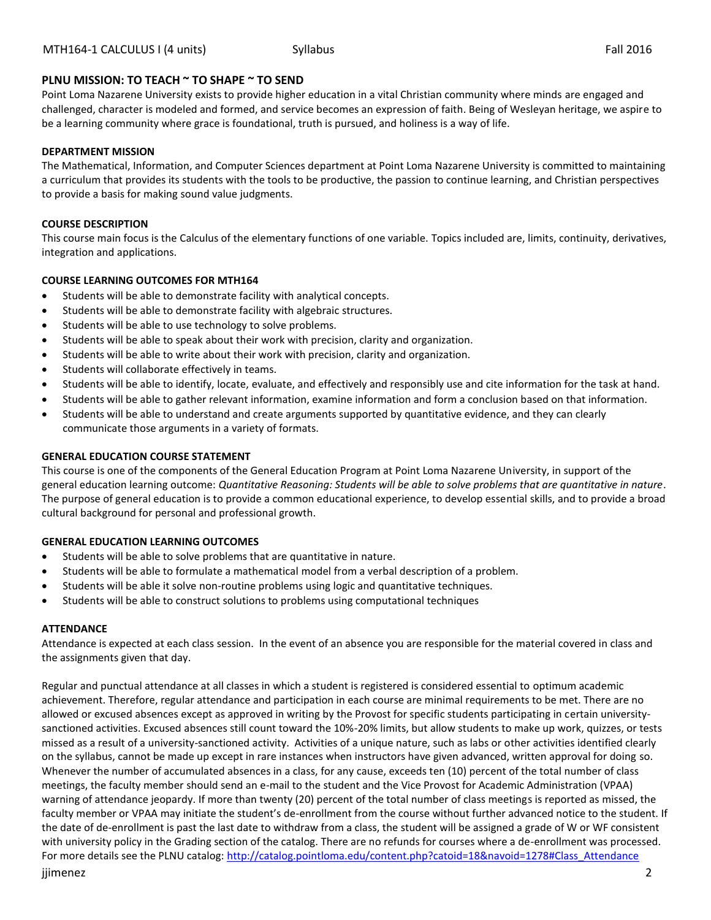## PLNU MISSION: TO TEACH ~ TO SHAPE ~ TO SEND

Point Loma Nazarene University exists to provide higher education in a vital Christian community where minds are engaged and challenged, character is modeled and formed, and service becomes an expression of faith. Being of Wesleyan heritage, we aspire to be a learning community where grace is foundational, truth is pursued, and holiness is a way of life.

### DEPARTMENT MISSION

The Mathematical, Information, and Computer Sciences department at Point Loma Nazarene University is committed to maintaining a curriculum that provides its students with the tools to be productive, the passion to continue learning, and Christian perspectives to provide a basis for making sound value judgments.

### COURSE DESCRIPTION

This course main focus is the Calculus of the elementary functions of one variable. Topics included are, limits, continuity, derivatives, integration and applications.

### COURSE LEARNING OUTCOMES FOR MTH164

- Students will be able to demonstrate facility with analytical concepts.
- Students will be able to demonstrate facility with algebraic structures.
- Students will be able to use technology to solve problems.
- Students will be able to speak about their work with precision, clarity and organization.
- Students will be able to write about their work with precision, clarity and organization.
- Students will collaborate effectively in teams.
- Students will be able to identify, locate, evaluate, and effectively and responsibly use and cite information for the task at hand.
- Students will be able to gather relevant information, examine information and form a conclusion based on that information.
- Students will be able to understand and create arguments supported by quantitative evidence, and they can clearly communicate those arguments in a variety of formats.

### GENERAL EDUCATION COURSE STATEMENT

This course is one of the components of the General Education Program at Point Loma Nazarene University, in support of the general education learning outcome: *Quantitative Reasoning: Students will be able to solve problems that are quantitative in nature*. The purpose of general education is to provide a common educational experience, to develop essential skills, and to provide a broad cultural background for personal and professional growth.

### GENERAL EDUCATION LEARNING OUTCOMES

- Students will be able to solve problems that are quantitative in nature.
- Students will be able to formulate a mathematical model from a verbal description of a problem.
- Students will be able it solve non-routine problems using logic and quantitative techniques.
- Students will be able to construct solutions to problems using computational techniques

### ATTENDANCE

Attendance is expected at each class session. In the event of an absence you are responsible for the material covered in class and the assignments given that day.

Regular and punctual attendance at all classes in which a student is registered is considered essential to optimum academic achievement. Therefore, regular attendance and participation in each course are minimal requirements to be met. There are no allowed or excused absences except as approved in writing by the Provost for specific students participating in certain university-sanctioned activities. Excused absences still count toward the 10%-20% limits, but allow students to make up work, quizzes, or tests missed as a result of a university-sanctioned activity. Activities of a unique nature, such as labs or other activities identified clearly on the syllabus, cannot be made up except in rare instances when instructors have given advanced, written approval for doing so. Whenever the number of accumulated absences in a class, for any cause, exceeds ten (10) percent of the total number of class meetings, the faculty member should send an e-mail to the student and the Vice Provost for Academic Administration (VPAA) warning of attendance jeopardy. If more than twenty (20) percent of the total number of class meetings is reported as missed, the faculty member or VPAA may initiate the student's de-enrollment from the course without further advanced notice to the student. If the date of de-enrollment is past the last date to withdraw from a class, the student will be assigned a grade of W or WF consistent with university policy in the Grading section of the catalog. There are no refunds for courses where a de-enrollment was processed. For more details see the PLNU catalog: http://catalog.pointloma.edu/content.php?catoid=18&navoid=1278#Class_Attendance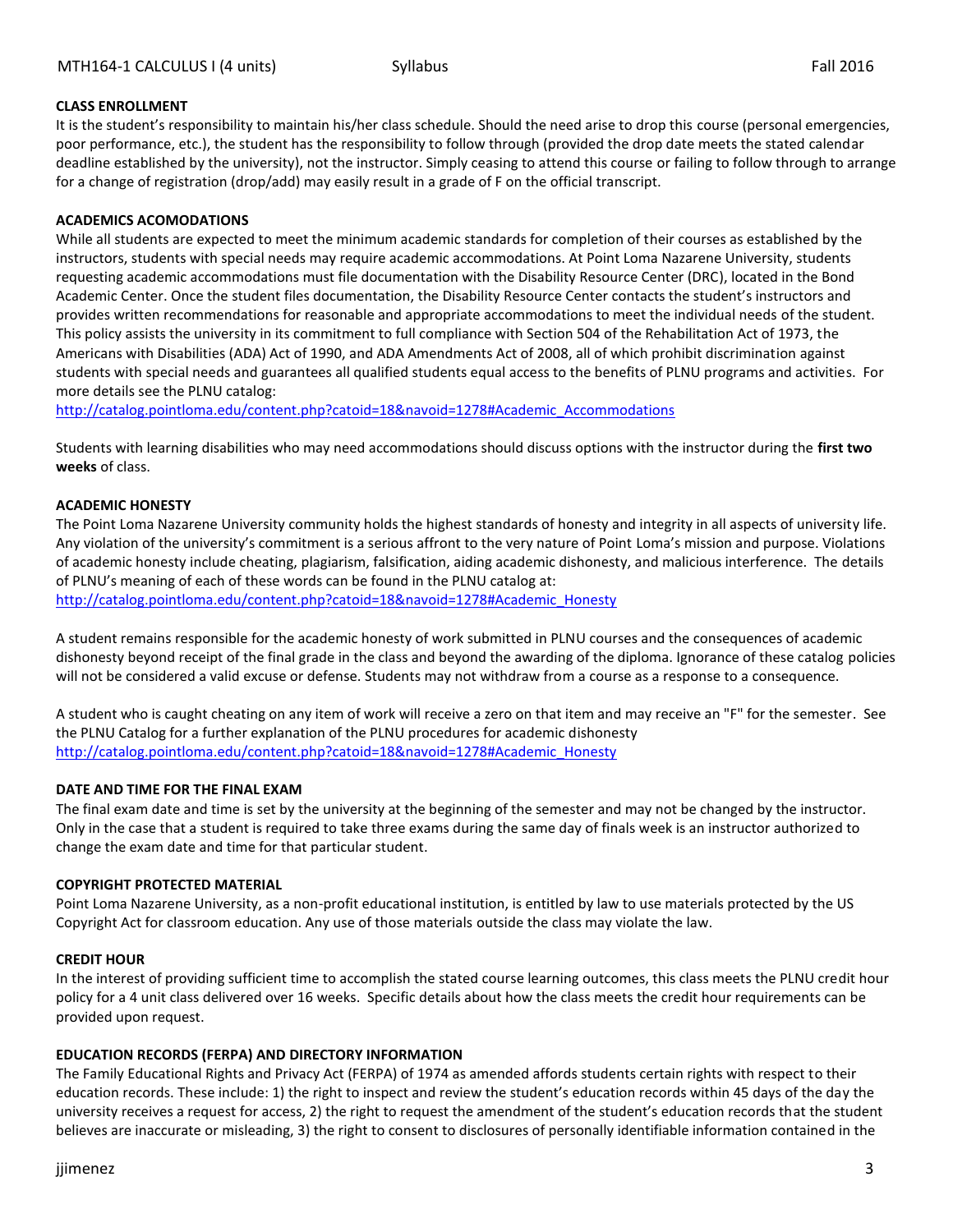**CLASS ENROLLMENT**

It is the student's responsibility to maintain his/her class schedule. Should the need arise to drop this course (personal emergencies, poor performance, etc.), the student has the responsibility to follow through (provided the drop date meets the stated calendar deadline established by the university), not the instructor. Simply ceasing to attend this course or failing to follow through to arrange for a change of registration (drop/add) may easily result in a grade of F on the official transcript.

**ACADEMICS ACOMODATIONS**

While all students are expected to meet the minimum academic standards for completion of their courses as established by the instructors, students with special needs may require academic accommodations. At Point Loma Nazarene University, students requesting academic accommodations must file documentation with the Disability Resource Center (DRC), located in the Bond Academic Center. Once the student files documentation, the Disability Resource Center contacts the student's instructors and provides written recommendations for reasonable and appropriate accommodations to meet the individual needs of the student. This policy assists the university in its commitment to full compliance with Section 504 of the Rehabilitation Act of 1973, the Americans with Disabilities (ADA) Act of 1990, and ADA Amendments Act of 2008, all of which prohibit discrimination against students with special needs and guarantees all qualified students equal access to the benefits of PLNU programs and activities. For more details see the PLNU catalog:
http://catalog.pointloma.edu/content.php?catoid=18&navoid=1278#Academic_Accommodations

Students with learning disabilities who may need accommodations should discuss options with the instructor during the **first two weeks** of class.

**ACADEMIC HONESTY**

The Point Loma Nazarene University community holds the highest standards of honesty and integrity in all aspects of university life. Any violation of the university's commitment is a serious affront to the very nature of Point Loma's mission and purpose. Violations of academic honesty include cheating, plagiarism, falsification, aiding academic dishonesty, and malicious interference. The details of PLNU's meaning of each of these words can be found in the PLNU catalog at:
http://catalog.pointloma.edu/content.php?catoid=18&navoid=1278#Academic_Honesty

A student remains responsible for the academic honesty of work submitted in PLNU courses and the consequences of academic dishonesty beyond receipt of the final grade in the class and beyond the awarding of the diploma. Ignorance of these catalog policies will not be considered a valid excuse or defense. Students may not withdraw from a course as a response to a consequence.

A student who is caught cheating on any item of work will receive a zero on that item and may receive an "F" for the semester. See the PLNU Catalog for a further explanation of the PLNU procedures for academic dishonesty
http://catalog.pointloma.edu/content.php?catoid=18&navoid=1278#Academic_Honesty

**DATE AND TIME FOR THE FINAL EXAM**

The final exam date and time is set by the university at the beginning of the semester and may not be changed by the instructor. Only in the case that a student is required to take three exams during the same day of finals week is an instructor authorized to change the exam date and time for that particular student.

**COPYRIGHT PROTECTED MATERIAL**

Point Loma Nazarene University, as a non-profit educational institution, is entitled by law to use materials protected by the US Copyright Act for classroom education. Any use of those materials outside the class may violate the law.

**CREDIT HOUR**

In the interest of providing sufficient time to accomplish the stated course learning outcomes, this class meets the PLNU credit hour policy for a 4 unit class delivered over 16 weeks. Specific details about how the class meets the credit hour requirements can be provided upon request.

**EDUCATION RECORDS (FERPA) AND DIRECTORY INFORMATION**

The Family Educational Rights and Privacy Act (FERPA) of 1974 as amended affords students certain rights with respect to their education records. These include: 1) the right to inspect and review the student's education records within 45 days of the day the university receives a request for access, 2) the right to request the amendment of the student's education records that the student believes are inaccurate or misleading, 3) the right to consent to disclosures of personally identifiable information contained in the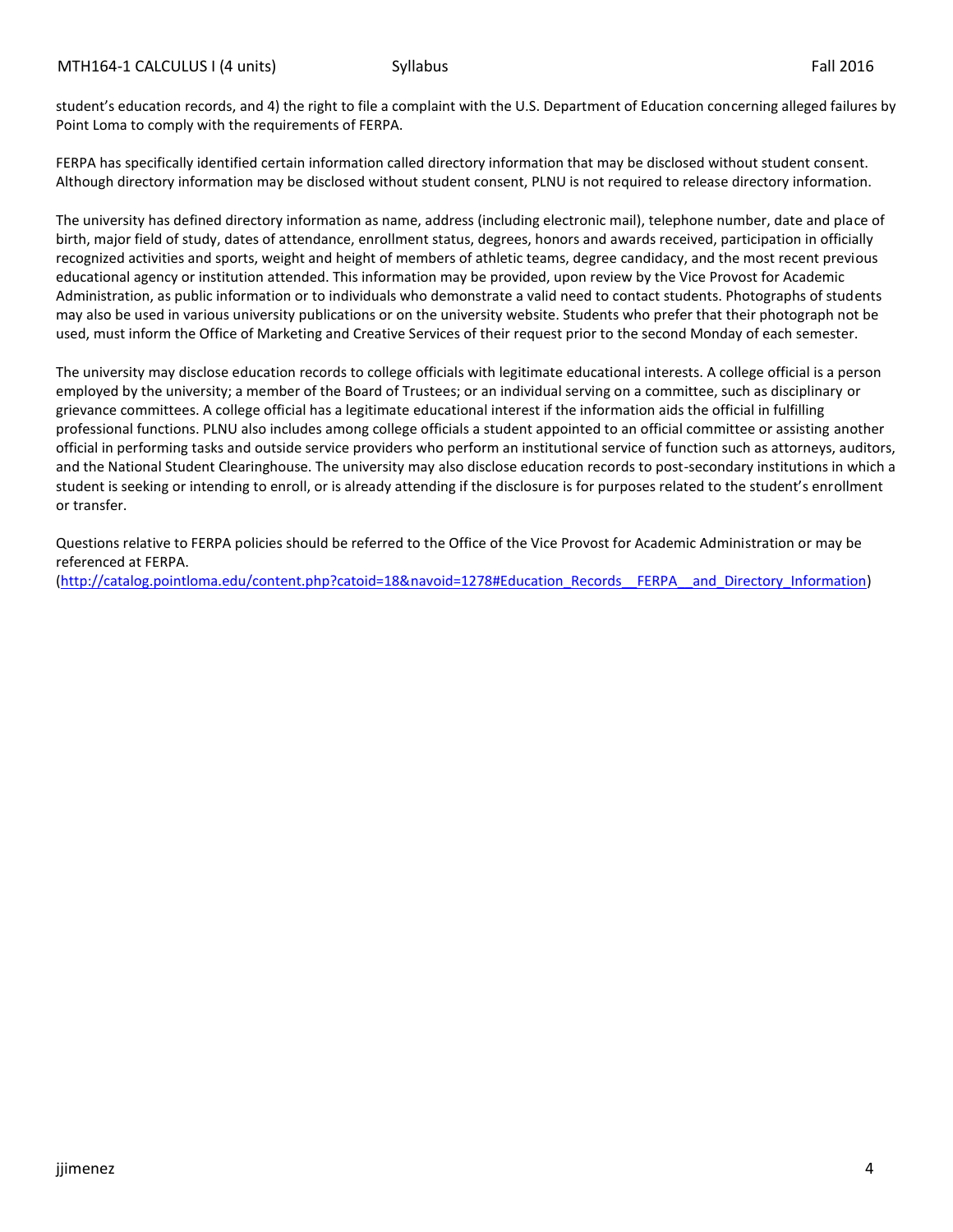student's education records, and 4) the right to file a complaint with the U.S. Department of Education concerning alleged failures by Point Loma to comply with the requirements of FERPA.

FERPA has specifically identified certain information called directory information that may be disclosed without student consent. Although directory information may be disclosed without student consent, PLNU is not required to release directory information.

The university has defined directory information as name, address (including electronic mail), telephone number, date and place of birth, major field of study, dates of attendance, enrollment status, degrees, honors and awards received, participation in officially recognized activities and sports, weight and height of members of athletic teams, degree candidacy, and the most recent previous educational agency or institution attended. This information may be provided, upon review by the Vice Provost for Academic Administration, as public information or to individuals who demonstrate a valid need to contact students. Photographs of students may also be used in various university publications or on the university website. Students who prefer that their photograph not be used, must inform the Office of Marketing and Creative Services of their request prior to the second Monday of each semester.

The university may disclose education records to college officials with legitimate educational interests. A college official is a person employed by the university; a member of the Board of Trustees; or an individual serving on a committee, such as disciplinary or grievance committees. A college official has a legitimate educational interest if the information aids the official in fulfilling professional functions. PLNU also includes among college officials a student appointed to an official committee or assisting another official in performing tasks and outside service providers who perform an institutional service of function such as attorneys, auditors, and the National Student Clearinghouse. The university may also disclose education records to post-secondary institutions in which a student is seeking or intending to enroll, or is already attending if the disclosure is for purposes related to the student's enrollment or transfer.

Questions relative to FERPA policies should be referred to the Office of the Vice Provost for Academic Administration or may be referenced at FERPA.
(http://catalog.pointloma.edu/content.php?catoid=18&navoid=1278#Education_Records__FERPA__and_Directory_Information)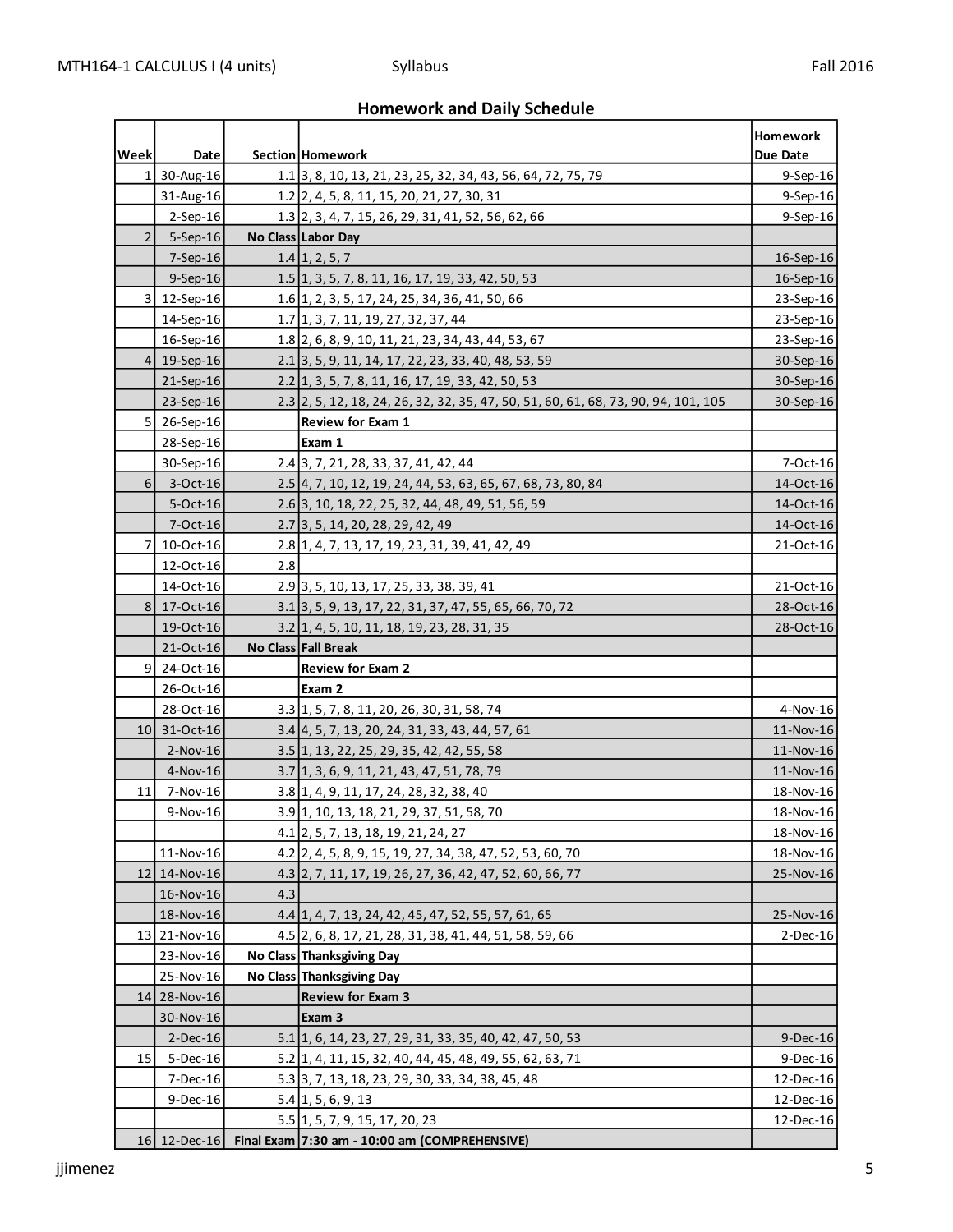## Homework and Daily Schedule

| Week | Date | Section | Homework | Homework Due Date |
|---|---|---|---|---|
| 1 | 30-Aug-16 | 1.1 | 3, 8, 10, 13, 21, 23, 25, 32, 34, 43, 56, 64, 72, 75, 79 | 9-Sep-16 |
| | 31-Aug-16 | 1.2 | 2, 4, 5, 8, 11, 15, 20, 21, 27, 30, 31 | 9-Sep-16 |
| | 2-Sep-16 | 1.3 | 2, 3, 4, 7, 15, 26, 29, 31, 41, 52, 56, 62, 66 | 9-Sep-16 |
| 2 | 5-Sep-16 | **No Class** | **Labor Day** | |
| | 7-Sep-16 | 1.4 | 1, 2, 5, 7 | 16-Sep-16 |
| | 9-Sep-16 | 1.5 | 1, 3, 5, 7, 8, 11, 16, 17, 19, 33, 42, 50, 53 | 16-Sep-16 |
| 3 | 12-Sep-16 | 1.6 | 1, 2, 3, 5, 17, 24, 25, 34, 36, 41, 50, 66 | 23-Sep-16 |
| | 14-Sep-16 | 1.7 | 1, 3, 7, 11, 19, 27, 32, 37, 44 | 23-Sep-16 |
| | 16-Sep-16 | 1.8 | 2, 6, 8, 9, 10, 11, 21, 23, 34, 43, 44, 53, 67 | 23-Sep-16 |
| 4 | 19-Sep-16 | 2.1 | 3, 5, 9, 11, 14, 17, 22, 23, 33, 40, 48, 53, 59 | 30-Sep-16 |
| | 21-Sep-16 | 2.2 | 1, 3, 5, 7, 8, 11, 16, 17, 19, 33, 42, 50, 53 | 30-Sep-16 |
| | 23-Sep-16 | 2.3 | 2, 5, 12, 18, 24, 26, 32, 32, 35, 47, 50, 51, 60, 61, 68, 73, 90, 94, 101, 105 | 30-Sep-16 |
| 5 | 26-Sep-16 | | **Review for Exam 1** | |
| | 28-Sep-16 | | **Exam 1** | |
| | 30-Sep-16 | 2.4 | 3, 7, 21, 28, 33, 37, 41, 42, 44 | 7-Oct-16 |
| 6 | 3-Oct-16 | 2.5 | 4, 7, 10, 12, 19, 24, 44, 53, 63, 65, 67, 68, 73, 80, 84 | 14-Oct-16 |
| | 5-Oct-16 | 2.6 | 3, 10, 18, 22, 25, 32, 44, 48, 49, 51, 56, 59 | 14-Oct-16 |
| | 7-Oct-16 | 2.7 | 3, 5, 14, 20, 28, 29, 42, 49 | 14-Oct-16 |
| 7 | 10-Oct-16 | 2.8 | 1, 4, 7, 13, 17, 19, 23, 31, 39, 41, 42, 49 | 21-Oct-16 |
| | 12-Oct-16 | 2.8 | | |
| | 14-Oct-16 | 2.9 | 3, 5, 10, 13, 17, 25, 33, 38, 39, 41 | 21-Oct-16 |
| 8 | 17-Oct-16 | 3.1 | 3, 5, 9, 13, 17, 22, 31, 37, 47, 55, 65, 66, 70, 72 | 28-Oct-16 |
| | 19-Oct-16 | 3.2 | 1, 4, 5, 10, 11, 18, 19, 23, 28, 31, 35 | 28-Oct-16 |
| | 21-Oct-16 | **No Class** | **Fall Break** | |
| 9 | 24-Oct-16 | | **Review for Exam 2** | |
| | 26-Oct-16 | | **Exam 2** | |
| | 28-Oct-16 | 3.3 | 1, 5, 7, 8, 11, 20, 26, 30, 31, 58, 74 | 4-Nov-16 |
| 10 | 31-Oct-16 | 3.4 | 4, 5, 7, 13, 20, 24, 31, 33, 43, 44, 57, 61 | 11-Nov-16 |
| | 2-Nov-16 | 3.5 | 1, 13, 22, 25, 29, 35, 42, 42, 55, 58 | 11-Nov-16 |
| | 4-Nov-16 | 3.7 | 1, 3, 6, 9, 11, 21, 43, 47, 51, 78, 79 | 11-Nov-16 |
| 11 | 7-Nov-16 | 3.8 | 1, 4, 9, 11, 17, 24, 28, 32, 38, 40 | 18-Nov-16 |
| | 9-Nov-16 | 3.9 | 1, 10, 13, 18, 21, 29, 37, 51, 58, 70 | 18-Nov-16 |
| | | 4.1 | 2, 5, 7, 13, 18, 19, 21, 24, 27 | 18-Nov-16 |
| | 11-Nov-16 | 4.2 | 2, 4, 5, 8, 9, 15, 19, 27, 34, 38, 47, 52, 53, 60, 70 | 18-Nov-16 |
| 12 | 14-Nov-16 | 4.3 | 2, 7, 11, 17, 19, 26, 27, 36, 42, 47, 52, 60, 66, 77 | 25-Nov-16 |
| | 16-Nov-16 | 4.3 | | |
| | 18-Nov-16 | 4.4 | 1, 4, 7, 13, 24, 42, 45, 47, 52, 55, 57, 61, 65 | 25-Nov-16 |
| 13 | 21-Nov-16 | 4.5 | 2, 6, 8, 17, 21, 28, 31, 38, 41, 44, 51, 58, 59, 66 | 2-Dec-16 |
| | 23-Nov-16 | **No Class** | **Thanksgiving Day** | |
| | 25-Nov-16 | **No Class** | **Thanksgiving Day** | |
| 14 | 28-Nov-16 | | **Review for Exam 3** | |
| | 30-Nov-16 | | **Exam 3** | |
| | 2-Dec-16 | 5.1 | 1, 6, 14, 23, 27, 29, 31, 33, 35, 40, 42, 47, 50, 53 | 9-Dec-16 |
| 15 | 5-Dec-16 | 5.2 | 1, 4, 11, 15, 32, 40, 44, 45, 48, 49, 55, 62, 63, 71 | 9-Dec-16 |
| | 7-Dec-16 | 5.3 | 3, 7, 13, 18, 23, 29, 30, 33, 34, 38, 45, 48 | 12-Dec-16 |
| | 9-Dec-16 | 5.4 | 1, 5, 6, 9, 13 | 12-Dec-16 |
| | | 5.5 | 1, 5, 7, 9, 15, 17, 20, 23 | 12-Dec-16 |
| 16 | 12-Dec-16 | **Final Exam** | **7:30 am - 10:00 am (COMPREHENSIVE)** | |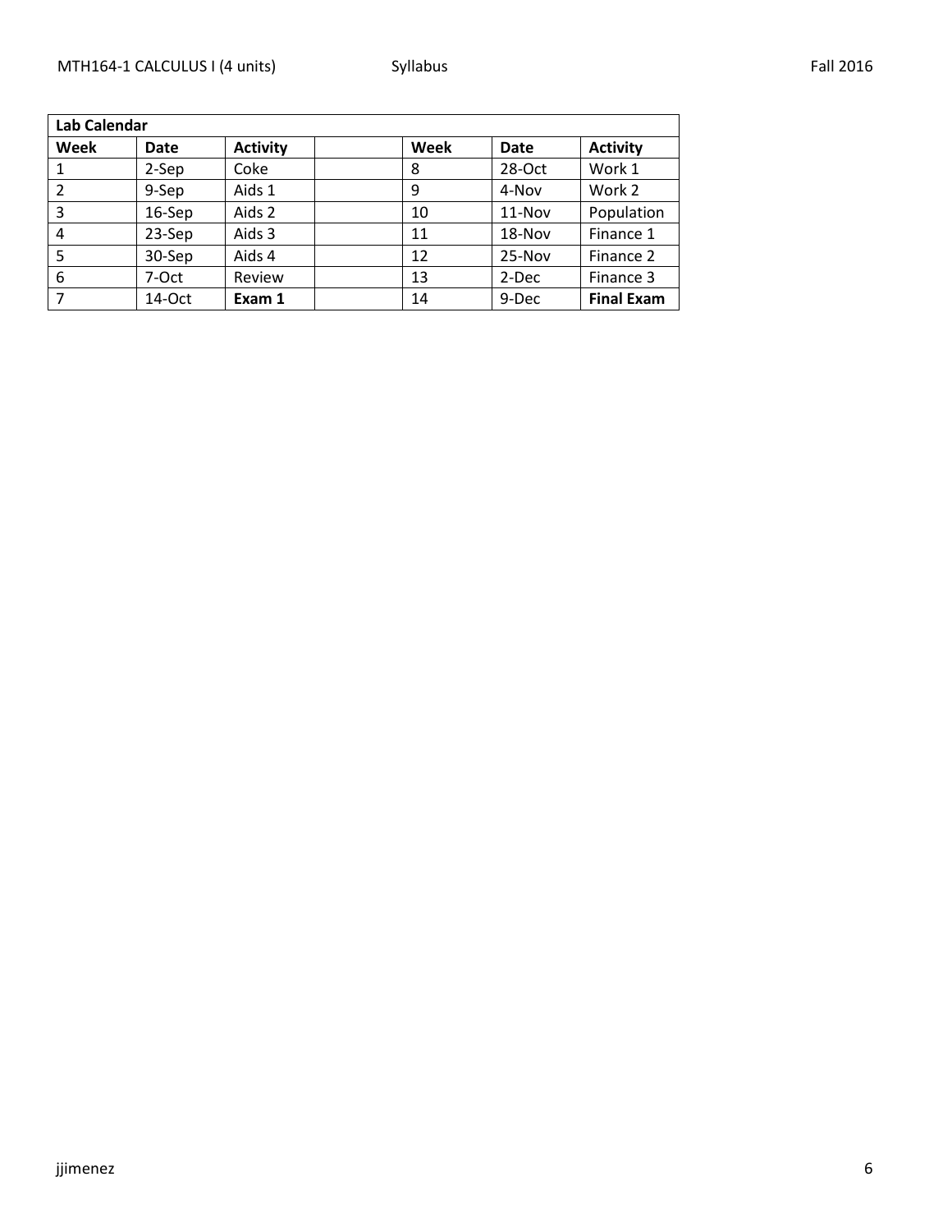| Lab Calendar | | | | | | |
|---|---|---|---|---|---|---|
| **Week** | **Date** | **Activity** | | **Week** | **Date** | **Activity** |
| 1 | 2-Sep | Coke | | 8 | 28-Oct | Work 1 |
| 2 | 9-Sep | Aids 1 | | 9 | 4-Nov | Work 2 |
| 3 | 16-Sep | Aids 2 | | 10 | 11-Nov | Population |
| 4 | 23-Sep | Aids 3 | | 11 | 18-Nov | Finance 1 |
| 5 | 30-Sep | Aids 4 | | 12 | 25-Nov | Finance 2 |
| 6 | 7-Oct | Review | | 13 | 2-Dec | Finance 3 |
| 7 | 14-Oct | **Exam 1** | | 14 | 9-Dec | **Final Exam** |